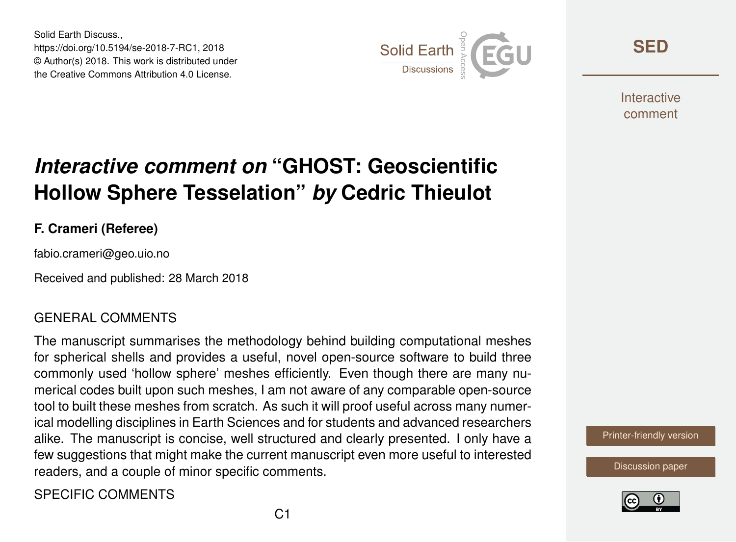Solid Earth Discuss.,
https://doi.org/10.5194/se-2018-7-RC1, 2018
© Author(s) 2018. This work is distributed under
the Creative Commons Attribution 4.0 License.

# *Interactive comment on* "GHOST: Geoscientific Hollow Sphere Tesselation" *by* Cedric Thieulot

**F. Crameri (Referee)**

fabio.crameri@geo.uio.no

Received and published: 28 March 2018

## GENERAL COMMENTS

The manuscript summarises the methodology behind building computational meshes for spherical shells and provides a useful, novel open-source software to build three commonly used 'hollow sphere' meshes efficiently. Even though there are many numerical codes built upon such meshes, I am not aware of any comparable open-source tool to built these meshes from scratch. As such it will proof useful across many numerical modelling disciplines in Earth Sciences and for students and advanced researchers alike. The manuscript is concise, well structured and clearly presented. I only have a few suggestions that might make the current manuscript even more useful to interested readers, and a couple of minor specific comments.

## SPECIFIC COMMENTS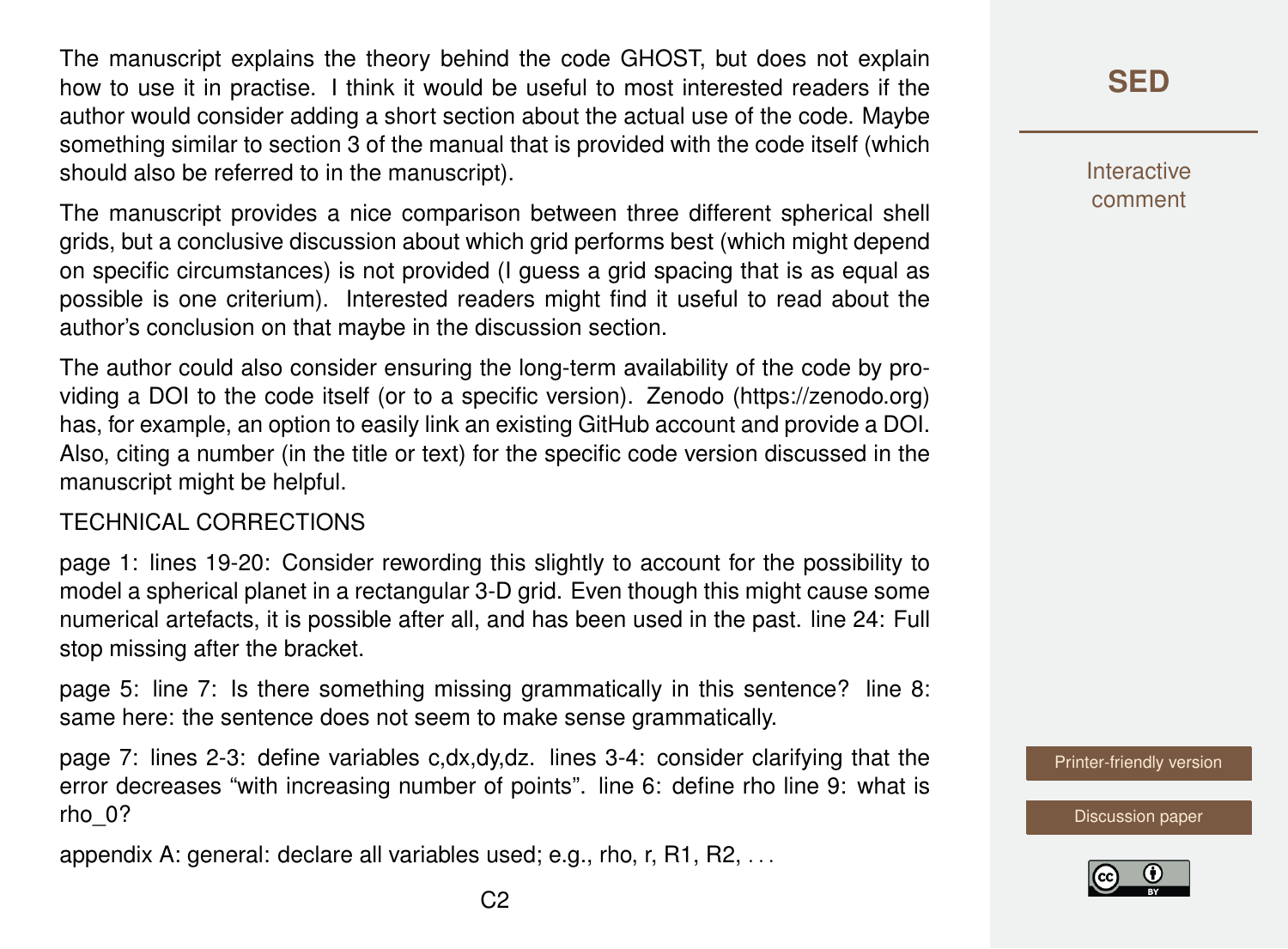The manuscript explains the theory behind the code GHOST, but does not explain how to use it in practise. I think it would be useful to most interested readers if the author would consider adding a short section about the actual use of the code. Maybe something similar to section 3 of the manual that is provided with the code itself (which should also be referred to in the manuscript).

The manuscript provides a nice comparison between three different spherical shell grids, but a conclusive discussion about which grid performs best (which might depend on specific circumstances) is not provided (I guess a grid spacing that is as equal as possible is one criterium). Interested readers might find it useful to read about the author's conclusion on that maybe in the discussion section.

The author could also consider ensuring the long-term availability of the code by providing a DOI to the code itself (or to a specific version). Zenodo (https://zenodo.org) has, for example, an option to easily link an existing GitHub account and provide a DOI. Also, citing a number (in the title or text) for the specific code version discussed in the manuscript might be helpful.

TECHNICAL CORRECTIONS

page 1: lines 19-20: Consider rewording this slightly to account for the possibility to model a spherical planet in a rectangular 3-D grid. Even though this might cause some numerical artefacts, it is possible after all, and has been used in the past. line 24: Full stop missing after the bracket.

page 5: line 7: Is there something missing grammatically in this sentence? line 8: same here: the sentence does not seem to make sense grammatically.

page 7: lines 2-3: define variables c,dx,dy,dz. lines 3-4: consider clarifying that the error decreases "with increasing number of points". line 6: define rho line 9: what is rho_0?

appendix A: general: declare all variables used; e.g., rho, r, R1, R2, ...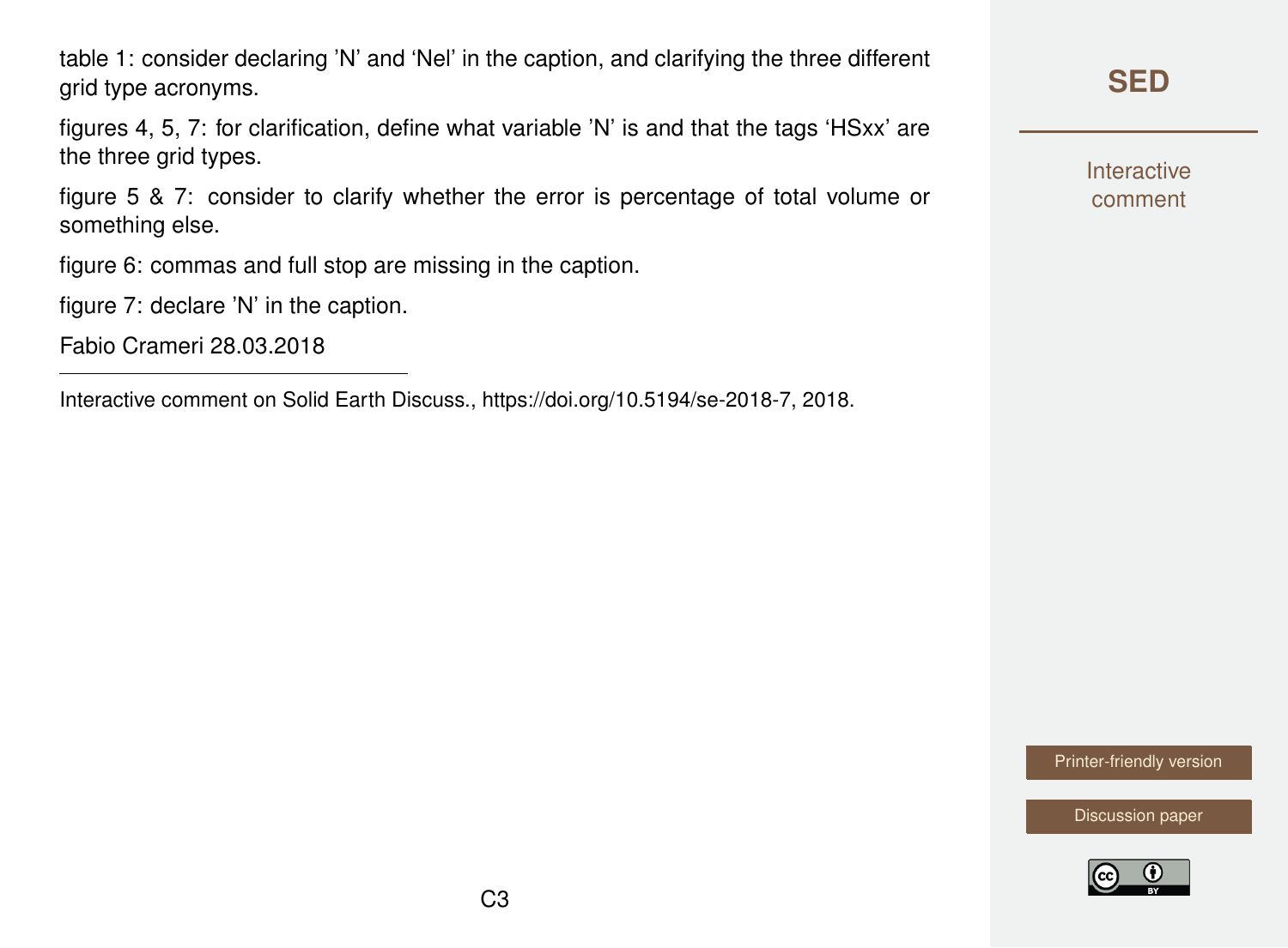table 1: consider declaring 'N' and 'Nel' in the caption, and clarifying the three different grid type acronyms.

figures 4, 5, 7: for clarification, define what variable 'N' is and that the tags 'HSxx' are the three grid types.

figure 5 & 7: consider to clarify whether the error is percentage of total volume or something else.

figure 6: commas and full stop are missing in the caption.

figure 7: declare 'N' in the caption.

Fabio Crameri 28.03.2018

---

Interactive comment on Solid Earth Discuss., https://doi.org/10.5194/se-2018-7, 2018.